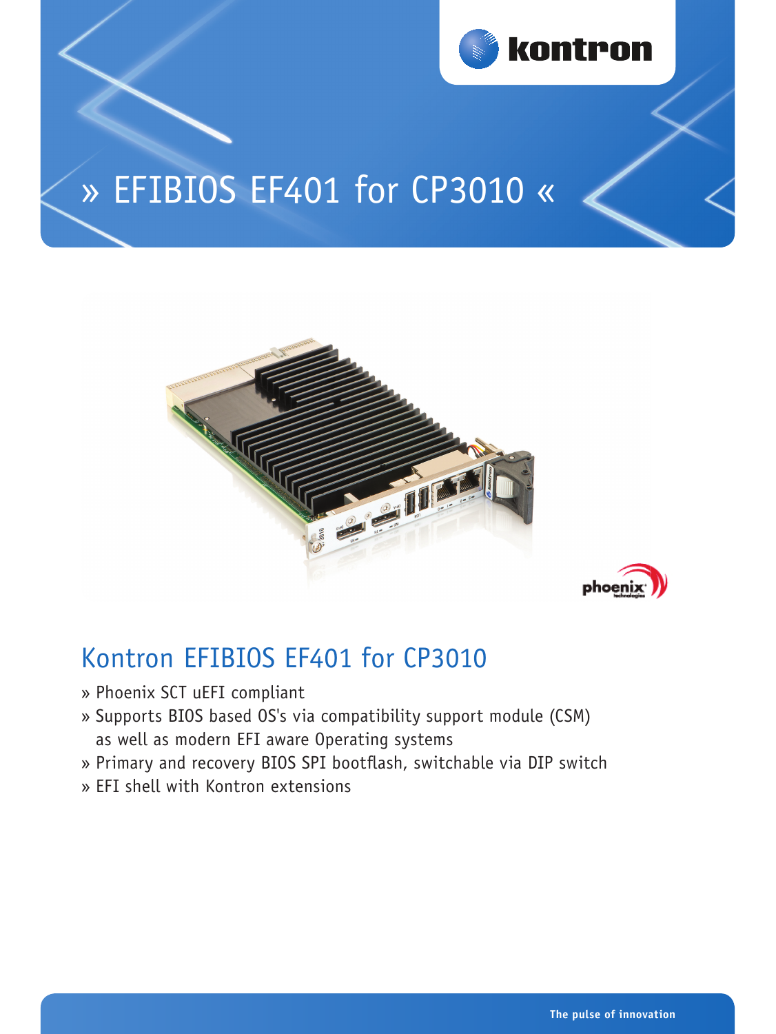# » EFIBIOS EF401 for CP3010 «

## Kontron EFIBIOS EF401 for CP3010

- » Phoenix SCT uEFI compliant
- » Supports BIOS based OS's via compatibility support module (CSM) as well as modern EFI aware Operating systems
- » Primary and recovery BIOS SPI bootflash, switchable via DIP switch
- » EFI shell with Kontron extensions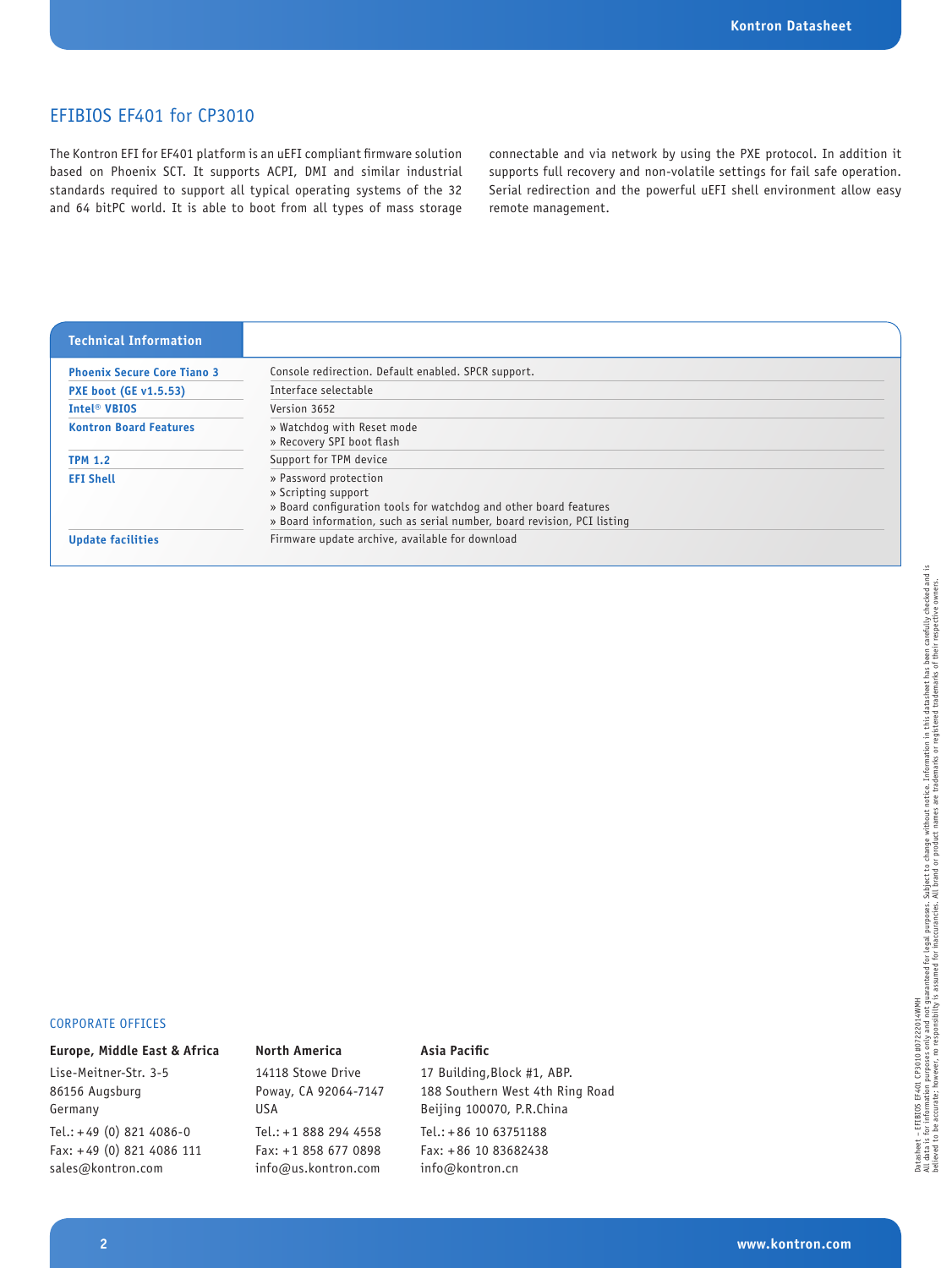## EFIBIOS EF401 for CP3010

The Kontron EFI for EF401 platform is an uEFI compliant firmware solution based on Phoenix SCT. It supports ACPI, DMI and similar industrial standards required to support all typical operating systems of the 32 and 64 bitPC world. It is able to boot from all types of mass storage connectable and via network by using the PXE protocol. In addition it supports full recovery and non-volatile settings for fail safe operation. Serial redirection and the powerful uEFI shell environment allow easy remote management.

| Technical Information | |
|---|---|
| **Phoenix Secure Core Tiano 3** | Console redirection. Default enabled. SPCR support. |
| **PXE boot (GE v1.5.53)** | Interface selectable |
| **Intel® VBIOS** | Version 3652 |
| **Kontron Board Features** | » Watchdog with Reset mode<br>» Recovery SPI boot flash |
| **TPM 1.2** | Support for TPM device |
| **EFI Shell** | » Password protection<br>» Scripting support<br>» Board configuration tools for watchdog and other board features<br>» Board information, such as serial number, board revision, PCI listing |
| **Update facilities** | Firmware update archive, available for download |

### CORPORATE OFFICES

**Europe, Middle East & Africa**
Lise-Meitner-Str. 3-5
86156 Augsburg
Germany
Tel.: +49 (0) 821 4086-0
Fax: +49 (0) 821 4086 111
sales@kontron.com

**North America**
14118 Stowe Drive
Poway, CA 92064-7147
USA
Tel.: +1 888 294 4558
Fax: +1 858 677 0898
info@us.kontron.com

**Asia Pacific**
17 Building,Block #1, ABP.
188 Southern West 4th Ring Road
Beijing 100070, P.R.China
Tel.: +86 10 63751188
Fax: +86 10 83682438
info@kontron.cn

Datasheet – EFIBIOS EF401 CP3010 #07222014WMH
All data is for information purposes only and not guaranteed for legal purposes. Subject to change without notice. Information in this datasheet has been carefully checked and is believed to be accurate; however, no responsibility is assumed for inaccuracies. All brand or product names are trademarks or registered trademarks of their respective owners.

www.kontron.com